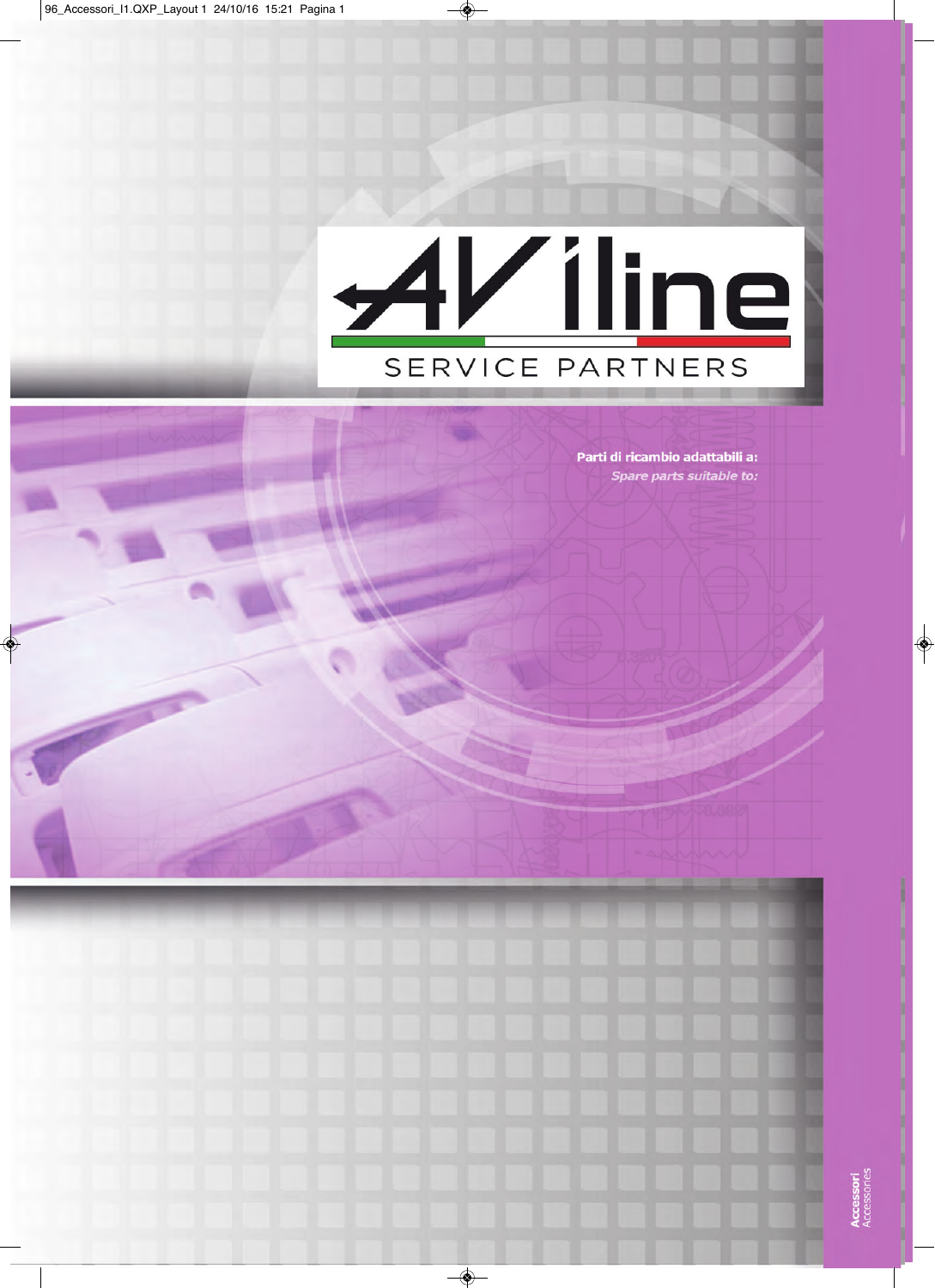# AV iline

SERVICE PARTNERS

**Parti di ricambio adattabili a:**

*Spare parts suitable to:*

**Accessori**
Accessories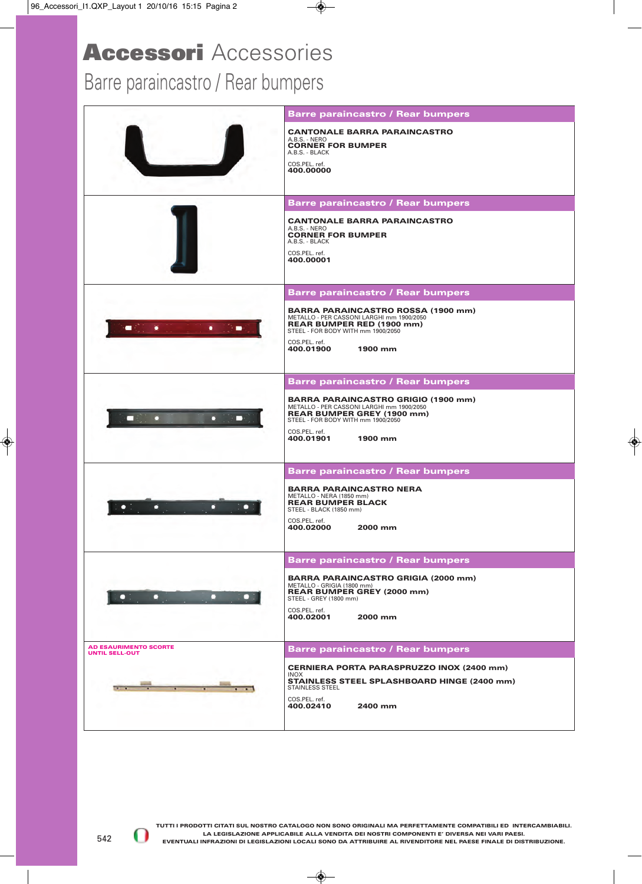# **Accessori** Accessories

## Barre paraincastro / Rear bumpers

### Barre paraincastro / Rear bumpers

**CANTONALE BARRA PARAINCASTRO**
A.B.S. - NERO
**CORNER FOR BUMPER**
A.B.S. - BLACK

COS.PEL. ref.
**400.00000**

### Barre paraincastro / Rear bumpers

**CANTONALE BARRA PARAINCASTRO**
A.B.S. - NERO
**CORNER FOR BUMPER**
A.B.S. - BLACK

COS.PEL. ref.
**400.00001**

### Barre paraincastro / Rear bumpers

**BARRA PARAINCASTRO ROSSA (1900 mm)**
METALLO - PER CASSONI LARGHI mm 1900/2050
**REAR BUMPER RED (1900 mm)**
STEEL - FOR BODY WITH mm 1900/2050

COS.PEL. ref.
**400.01900** **1900 mm**

### Barre paraincastro / Rear bumpers

**BARRA PARAINCASTRO GRIGIO (1900 mm)**
METALLO - PER CASSONI LARGHI mm 1900/2050
**REAR BUMPER GREY (1900 mm)**
STEEL - FOR BODY WITH mm 1900/2050

COS.PEL. ref.
**400.01901** **1900 mm**

### Barre paraincastro / Rear bumpers

**BARRA PARAINCASTRO NERA**
METALLO - NERA (1850 mm)
**REAR BUMPER BLACK**
STEEL - BLACK (1850 mm)

COS.PEL. ref.
**400.02000** **2000 mm**

### Barre paraincastro / Rear bumpers

**BARRA PARAINCASTRO GRIGIA (2000 mm)**
METALLO - GRIGIA (1800 mm)
**REAR BUMPER GREY (2000 mm)**
STEEL - GREY (1800 mm)

COS.PEL. ref.
**400.02001** **2000 mm**

### Barre paraincastro / Rear bumpers

**AD ESAURIMENTO SCORTE**
**UNTIL SELL-OUT**

**CERNIERA PORTA PARASPRUZZO INOX (2400 mm)**
INOX
**STAINLESS STEEL SPLASHBOARD HINGE (2400 mm)**
STAINLESS STEEL

COS.PEL. ref.
**400.02410** **2400 mm**

---

**TUTTI I PRODOTTI CITATI SUL NOSTRO CATALOGO NON SONO ORIGINALI MA PERFETTAMENTE COMPATIBILI ED INTERCAMBIABILI.**
**LA LEGISLAZIONE APPLICABILE ALLA VENDITA DEI NOSTRI COMPONENTI E' DIVERSA NEI VARI PAESI.**
**EVENTUALI INFRAZIONI DI LEGISLAZIONI LOCALI SONO DA ATTRIBUIRE AL RIVENDITORE NEL PAESE FINALE DI DISTRIBUZIONE.**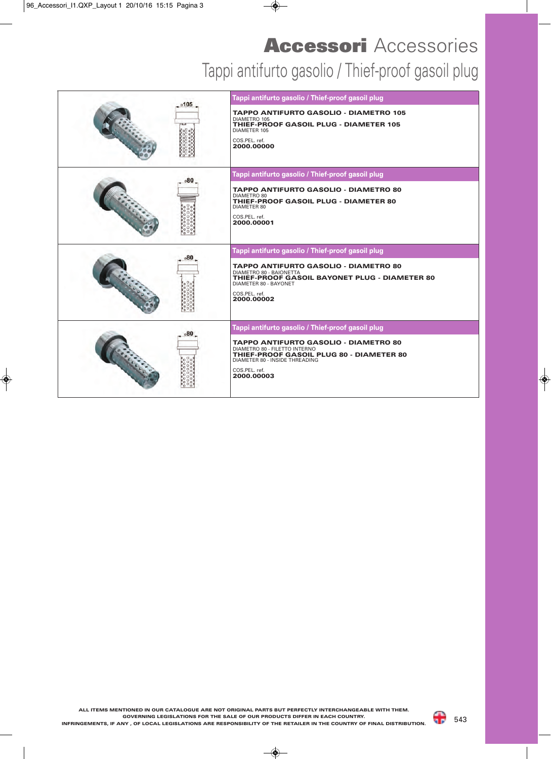# **Accessori** Accessories

## Tappi antifurto gasolio / Thief-proof gasoil plug

| | |
|---|---|
| ⌀105 | **Tappi antifurto gasolio / Thief-proof gasoil plug**<br><br>**TAPPO ANTIFURTO GASOLIO - DIAMETRO 105**<br>DIAMETRO 105<br>**THIEF-PROOF GASOIL PLUG - DIAMETER 105**<br>DIAMETER 105<br><br>COS.PEL. ref.<br>**2000.00000** |
| ⌀80 | **Tappi antifurto gasolio / Thief-proof gasoil plug**<br><br>**TAPPO ANTIFURTO GASOLIO - DIAMETRO 80**<br>DIAMETRO 80<br>**THIEF-PROOF GASOIL PLUG - DIAMETER 80**<br>DIAMETER 80<br><br>COS.PEL. ref.<br>**2000.00001** |
| ⌀80 | **Tappi antifurto gasolio / Thief-proof gasoil plug**<br><br>**TAPPO ANTIFURTO GASOLIO - DIAMETRO 80**<br>DIAMETRO 80 - BAIONETTA<br>**THIEF-PROOF GASOIL BAYONET PLUG - DIAMETER 80**<br>DIAMETER 80 - BAYONET<br><br>COS.PEL. ref.<br>**2000.00002** |
| ⌀80 | **Tappi antifurto gasolio / Thief-proof gasoil plug**<br><br>**TAPPO ANTIFURTO GASOLIO - DIAMETRO 80**<br>DIAMETRO 80 - FILETTO INTERNO<br>**THIEF-PROOF GASOIL PLUG 80 - DIAMETER 80**<br>DIAMETER 80 - INSIDE THREADING<br><br>COS.PEL. ref.<br>**2000.00003** |

**ALL ITEMS MENTIONED IN OUR CATALOGUE ARE NOT ORIGINAL PARTS BUT PERFECTLY INTERCHANGEABLE WITH THEM. GOVERNING LEGISLATIONS FOR THE SALE OF OUR PRODUCTS DIFFER IN EACH COUNTRY. INFRINGEMENTS, IF ANY , OF LOCAL LEGISLATIONS ARE RESPONSIBILITY OF THE RETAILER IN THE COUNTRY OF FINAL DISTRIBUTION.**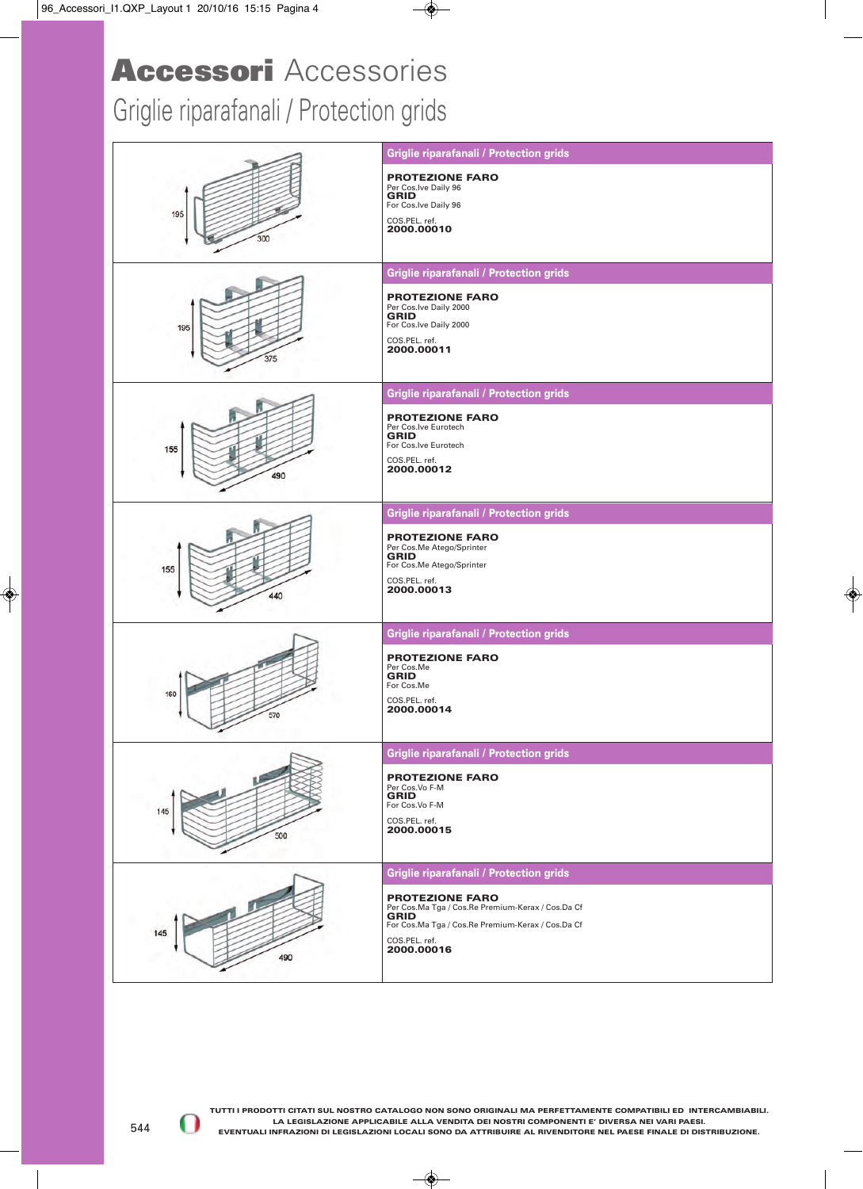# **Accessori** Accessories

## Griglie riparafanali / Protection grids

| Dimensions | Griglie riparafanali / Protection grids |
|---|---|
| 195 / 300 | **PROTEZIONE FARO**<br>Per Cos.Ive Daily 96<br>**GRID**<br>For Cos.Ive Daily 96<br>COS.PEL. ref.<br>**2000.00010** |
| 195 / 375 | **PROTEZIONE FARO**<br>Per Cos.Ive Daily 2000<br>**GRID**<br>For Cos.Ive Daily 2000<br>COS.PEL. ref.<br>**2000.00011** |
| 155 / 490 | **PROTEZIONE FARO**<br>Per Cos.Ive Eurotech<br>**GRID**<br>For Cos.Ive Eurotech<br>COS.PEL. ref.<br>**2000.00012** |
| 155 / 440 | **PROTEZIONE FARO**<br>Per Cos.Me Atego/Sprinter<br>**GRID**<br>For Cos.Me Atego/Sprinter<br>COS.PEL. ref.<br>**2000.00013** |
| 160 / 570 | **PROTEZIONE FARO**<br>Per Cos.Me<br>**GRID**<br>For Cos.Me<br>COS.PEL. ref.<br>**2000.00014** |
| 145 / 500 | **PROTEZIONE FARO**<br>Per Cos.Vo F-M<br>**GRID**<br>For Cos.Vo F-M<br>COS.PEL. ref.<br>**2000.00015** |
| 145 / 490 | **PROTEZIONE FARO**<br>Per Cos.Ma Tga / Cos.Re Premium-Kerax / Cos.Da Cf<br>**GRID**<br>For Cos.Ma Tga / Cos.Re Premium-Kerax / Cos.Da Cf<br>COS.PEL. ref.<br>**2000.00016** |

**TUTTI I PRODOTTI CITATI SUL NOSTRO CATALOGO NON SONO ORIGINALI MA PERFETTAMENTE COMPATIBILI ED INTERCAMBIABILI. LA LEGISLAZIONE APPLICABILE ALLA VENDITA DEI NOSTRI COMPONENTI E' DIVERSA NEI VARI PAESI. EVENTUALI INFRAZIONI DI LEGISLAZIONI LOCALI SONO DA ATTRIBUIRE AL RIVENDITORE NEL PAESE FINALE DI DISTRIBUZIONE.**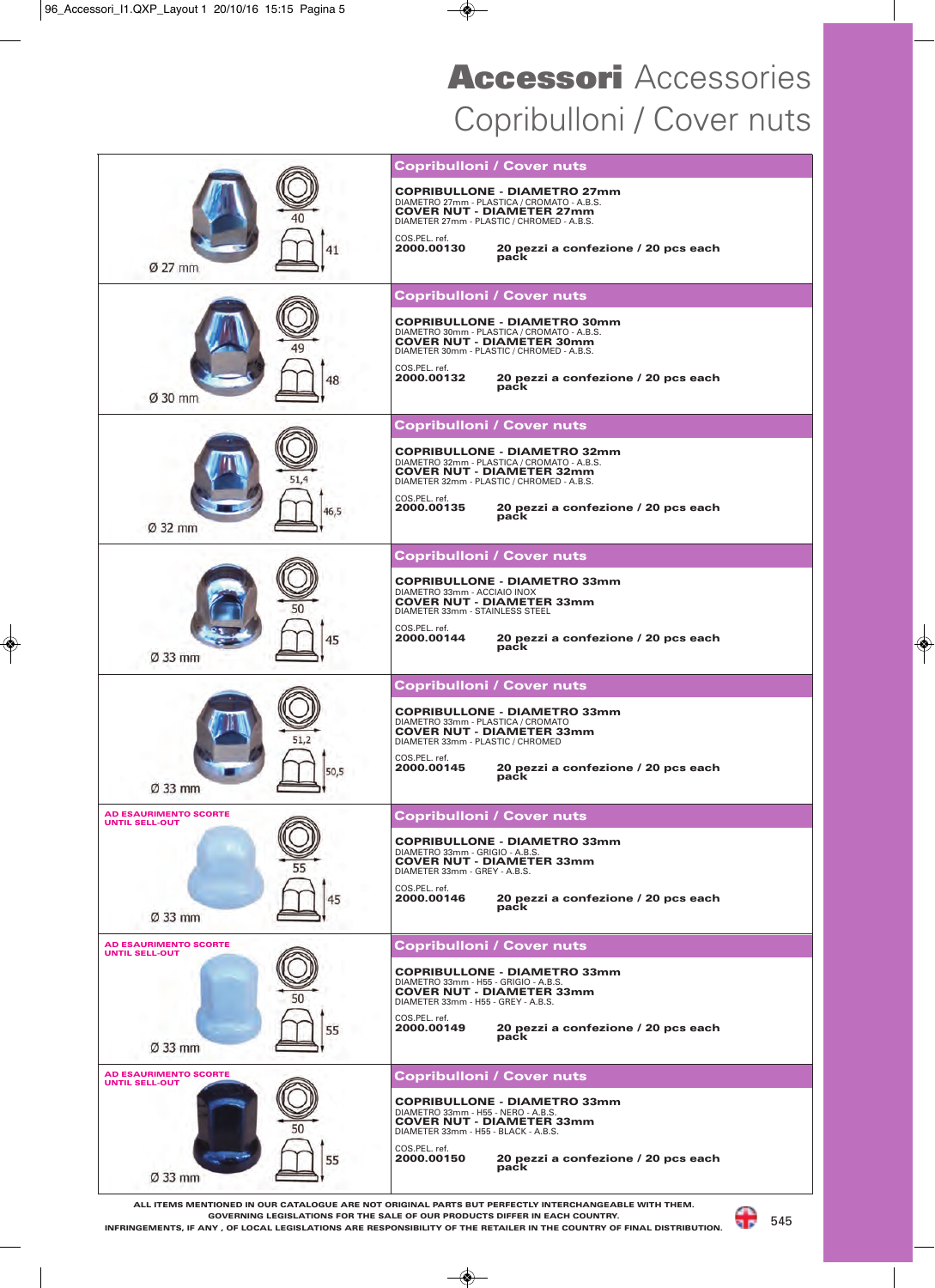# **Accessori** Accessories

## Copribulloni / Cover nuts

### Copribulloni / Cover nuts

Ø 27 mm — 40 — 41

**COPRIBULLONE - DIAMETRO 27mm**
DIAMETRO 27mm - PLASTICA / CROMATO - A.B.S.
**COVER NUT - DIAMETER 27mm**
DIAMETER 27mm - PLASTIC / CHROMED - A.B.S.

COS.PEL. ref.
**2000.00130** **20 pezzi a confezione / 20 pcs each pack**

### Copribulloni / Cover nuts

Ø 30 mm — 49 — 48

**COPRIBULLONE - DIAMETRO 30mm**
DIAMETRO 30mm - PLASTICA / CROMATO - A.B.S.
**COVER NUT - DIAMETER 30mm**
DIAMETER 30mm - PLASTIC / CHROMED - A.B.S.

COS.PEL. ref.
**2000.00132** **20 pezzi a confezione / 20 pcs each pack**

### Copribulloni / Cover nuts

Ø 32 mm — 51,4 — 46,5

**COPRIBULLONE - DIAMETRO 32mm**
DIAMETRO 32mm - PLASTICA / CROMATO - A.B.S.
**COVER NUT - DIAMETER 32mm**
DIAMETER 32mm - PLASTIC / CHROMED - A.B.S.

COS.PEL. ref.
**2000.00135** **20 pezzi a confezione / 20 pcs each pack**

### Copribulloni / Cover nuts

Ø 33 mm — 50 — 45

**COPRIBULLONE - DIAMETRO 33mm**
DIAMETRO 33mm - ACCIAIO INOX
**COVER NUT - DIAMETER 33mm**
DIAMETER 33mm - STAINLESS STEEL

COS.PEL. ref.
**2000.00144** **20 pezzi a confezione / 20 pcs each pack**

### Copribulloni / Cover nuts

Ø 33 mm — 51,2 — 50,5

**COPRIBULLONE - DIAMETRO 33mm**
DIAMETRO 33mm - PLASTICA / CROMATO
**COVER NUT - DIAMETER 33mm**
DIAMETER 33mm - PLASTIC / CHROMED

COS.PEL. ref.
**2000.00145** **20 pezzi a confezione / 20 pcs each pack**

### Copribulloni / Cover nuts

**AD ESAURIMENTO SCORTE**
**UNTIL SELL-OUT**

Ø 33 mm — 55 — 45

**COPRIBULLONE - DIAMETRO 33mm**
DIAMETRO 33mm - GRIGIO - A.B.S.
**COVER NUT - DIAMETER 33mm**
DIAMETER 33mm - GREY - A.B.S.

COS.PEL. ref.
**2000.00146** **20 pezzi a confezione / 20 pcs each pack**

### Copribulloni / Cover nuts

**AD ESAURIMENTO SCORTE**
**UNTIL SELL-OUT**

Ø 33 mm — 50 — 55

**COPRIBULLONE - DIAMETRO 33mm**
DIAMETRO 33mm - H55 - GRIGIO - A.B.S.
**COVER NUT - DIAMETER 33mm**
DIAMETER 33mm - H55 - GREY - A.B.S.

COS.PEL. ref.
**2000.00149** **20 pezzi a confezione / 20 pcs each pack**

### Copribulloni / Cover nuts

**AD ESAURIMENTO SCORTE**
**UNTIL SELL-OUT**

Ø 33 mm — 50 — 55

**COPRIBULLONE - DIAMETRO 33mm**
DIAMETRO 33mm - H55 - NERO - A.B.S.
**COVER NUT - DIAMETER 33mm**
DIAMETER 33mm - H55 - BLACK - A.B.S.

COS.PEL. ref.
**2000.00150** **20 pezzi a confezione / 20 pcs each pack**

ALL ITEMS MENTIONED IN OUR CATALOGUE ARE NOT ORIGINAL PARTS BUT PERFECTLY INTERCHANGEABLE WITH THEM.
GOVERNING LEGISLATIONS FOR THE SALE OF OUR PRODUCTS DIFFER IN EACH COUNTRY.
INFRINGEMENTS, IF ANY , OF LOCAL LEGISLATIONS ARE RESPONSIBILITY OF THE RETAILER IN THE COUNTRY OF FINAL DISTRIBUTION.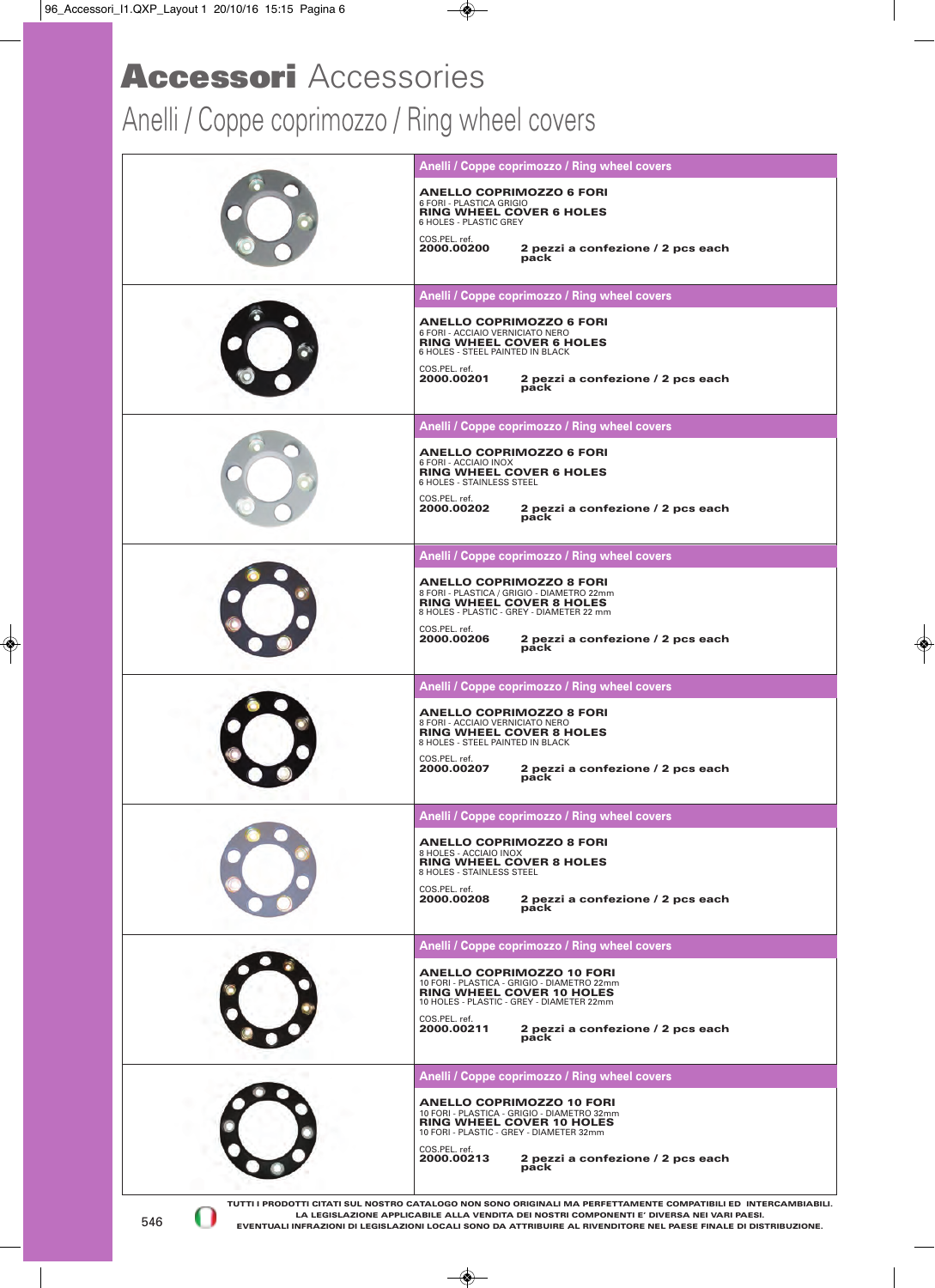# **Accessori** Accessories

## Anelli / Coppe coprimozzo / Ring wheel covers

### Anelli / Coppe coprimozzo / Ring wheel covers

**ANELLO COPRIMOZZO 6 FORI**
6 FORI - PLASTICA GRIGIO
**RING WHEEL COVER 6 HOLES**
6 HOLES - PLASTIC GREY

COS.PEL. ref.
**2000.00200** **2 pezzi a confezione / 2 pcs each pack**

### Anelli / Coppe coprimozzo / Ring wheel covers

**ANELLO COPRIMOZZO 6 FORI**
6 FORI - ACCIAIO VERNICIATO NERO
**RING WHEEL COVER 6 HOLES**
6 HOLES - STEEL PAINTED IN BLACK

COS.PEL. ref.
**2000.00201** **2 pezzi a confezione / 2 pcs each pack**

### Anelli / Coppe coprimozzo / Ring wheel covers

**ANELLO COPRIMOZZO 6 FORI**
6 FORI - ACCIAIO INOX
**RING WHEEL COVER 6 HOLES**
6 HOLES - STAINLESS STEEL

COS.PEL. ref.
**2000.00202** **2 pezzi a confezione / 2 pcs each pack**

### Anelli / Coppe coprimozzo / Ring wheel covers

**ANELLO COPRIMOZZO 8 FORI**
8 FORI - PLASTICA / GRIGIO - DIAMETRO 22mm
**RING WHEEL COVER 8 HOLES**
8 HOLES - PLASTIC - GREY - DIAMETER 22 mm

COS.PEL. ref.
**2000.00206** **2 pezzi a confezione / 2 pcs each pack**

### Anelli / Coppe coprimozzo / Ring wheel covers

**ANELLO COPRIMOZZO 8 FORI**
8 FORI - ACCIAIO VERNICIATO NERO
**RING WHEEL COVER 8 HOLES**
8 HOLES - STEEL PAINTED IN BLACK

COS.PEL. ref.
**2000.00207** **2 pezzi a confezione / 2 pcs each pack**

### Anelli / Coppe coprimozzo / Ring wheel covers

**ANELLO COPRIMOZZO 8 FORI**
8 HOLES - ACCIAIO INOX
**RING WHEEL COVER 8 HOLES**
8 HOLES - STAINLESS STEEL

COS.PEL. ref.
**2000.00208** **2 pezzi a confezione / 2 pcs each pack**

### Anelli / Coppe coprimozzo / Ring wheel covers

**ANELLO COPRIMOZZO 10 FORI**
10 FORI - PLASTICA - GRIGIO - DIAMETRO 22mm
**RING WHEEL COVER 10 HOLES**
10 HOLES - PLASTIC - GREY - DIAMETER 22mm

COS.PEL. ref.
**2000.00211** **2 pezzi a confezione / 2 pcs each pack**

### Anelli / Coppe coprimozzo / Ring wheel covers

**ANELLO COPRIMOZZO 10 FORI**
10 FORI - PLASTICA - GRIGIO - DIAMETRO 32mm
**RING WHEEL COVER 10 HOLES**
10 FORI - PLASTIC - GREY - DIAMETER 32mm

COS.PEL. ref.
**2000.00213** **2 pezzi a confezione / 2 pcs each pack**

**TUTTI I PRODOTTI CITATI SUL NOSTRO CATALOGO NON SONO ORIGINALI MA PERFETTAMENTE COMPATIBILI ED INTERCAMBIABILI. LA LEGISLAZIONE APPLICABILE ALLA VENDITA DEI NOSTRI COMPONENTI E' DIVERSA NEI VARI PAESI. EVENTUALI INFRAZIONI DI LEGISLAZIONI LOCALI SONO DA ATTRIBUIRE AL RIVENDITORE NEL PAESE FINALE DI DISTRIBUZIONE.**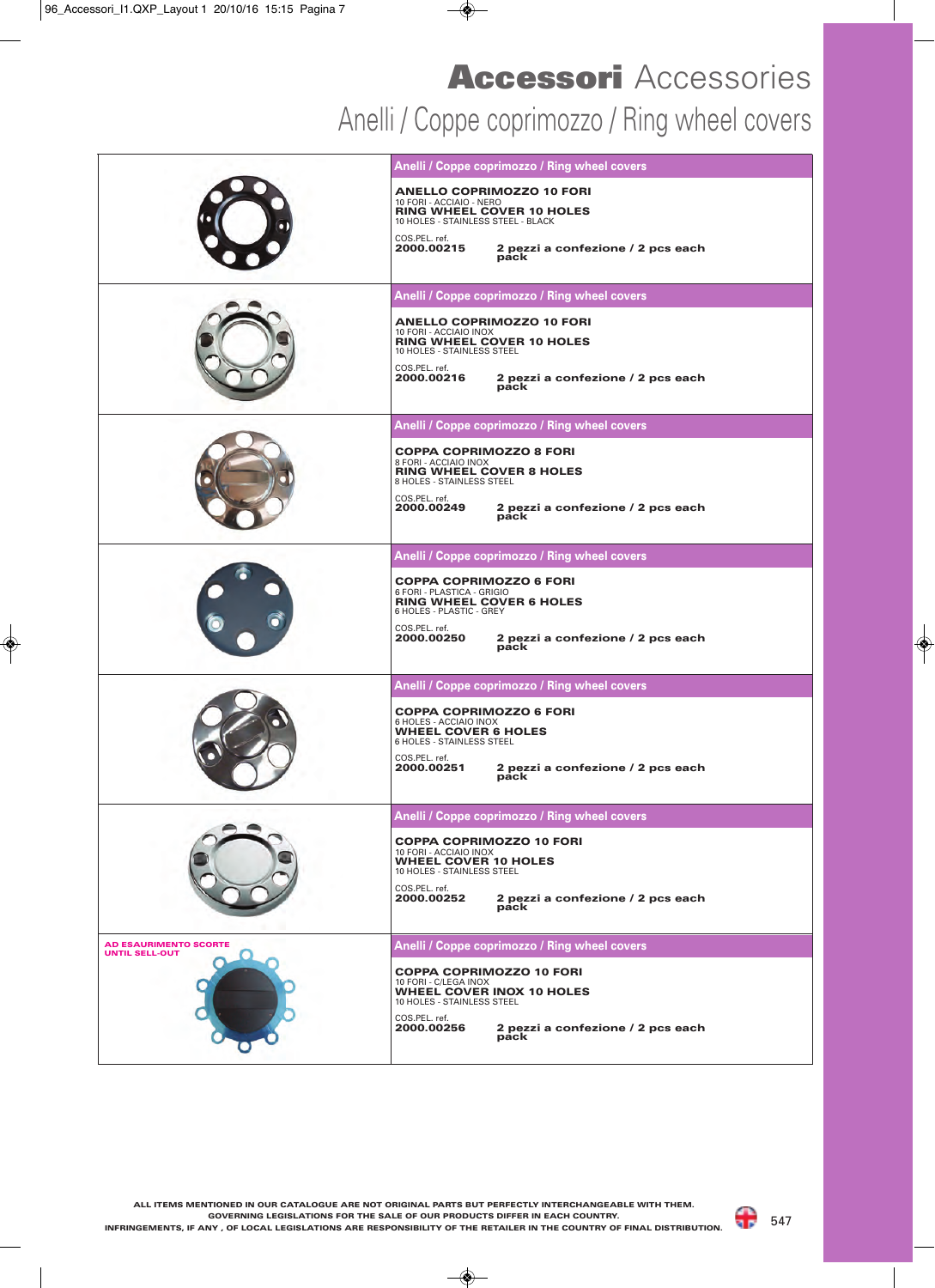# **Accessori** Accessories

## Anelli / Coppe coprimozzo / Ring wheel covers

### Anelli / Coppe coprimozzo / Ring wheel covers

**ANELLO COPRIMOZZO 10 FORI**
10 FORI - ACCIAIO - NERO
**RING WHEEL COVER 10 HOLES**
10 HOLES - STAINLESS STEEL - BLACK

COS.PEL. ref.
**2000.00215** — **2 pezzi a confezione / 2 pcs each pack**

### Anelli / Coppe coprimozzo / Ring wheel covers

**ANELLO COPRIMOZZO 10 FORI**
10 FORI - ACCIAIO INOX
**RING WHEEL COVER 10 HOLES**
10 HOLES - STAINLESS STEEL

COS.PEL. ref.
**2000.00216** — **2 pezzi a confezione / 2 pcs each pack**

### Anelli / Coppe coprimozzo / Ring wheel covers

**COPPA COPRIMOZZO 8 FORI**
8 FORI - ACCIAIO INOX
**RING WHEEL COVER 8 HOLES**
8 HOLES - STAINLESS STEEL

COS.PEL. ref.
**2000.00249** — **2 pezzi a confezione / 2 pcs each pack**

### Anelli / Coppe coprimozzo / Ring wheel covers

**COPPA COPRIMOZZO 6 FORI**
6 FORI - PLASTICA - GRIGIO
**RING WHEEL COVER 6 HOLES**
6 HOLES - PLASTIC - GREY

COS.PEL. ref.
**2000.00250** — **2 pezzi a confezione / 2 pcs each pack**

### Anelli / Coppe coprimozzo / Ring wheel covers

**COPPA COPRIMOZZO 6 FORI**
6 HOLES - ACCIAIO INOX
**WHEEL COVER 6 HOLES**
6 HOLES - STAINLESS STEEL

COS.PEL. ref.
**2000.00251** — **2 pezzi a confezione / 2 pcs each pack**

### Anelli / Coppe coprimozzo / Ring wheel covers

**COPPA COPRIMOZZO 10 FORI**
10 FORI - ACCIAIO INOX
**WHEEL COVER 10 HOLES**
10 HOLES - STAINLESS STEEL

COS.PEL. ref.
**2000.00252** — **2 pezzi a confezione / 2 pcs each pack**

### Anelli / Coppe coprimozzo / Ring wheel covers

**AD ESAURIMENTO SCORTE**
**UNTIL SELL-OUT**

**COPPA COPRIMOZZO 10 FORI**
10 FORI - C/LEGA INOX
**WHEEL COVER INOX 10 HOLES**
10 HOLES - STAINLESS STEEL

COS.PEL. ref.
**2000.00256** — **2 pezzi a confezione / 2 pcs each pack**

ALL ITEMS MENTIONED IN OUR CATALOGUE ARE NOT ORIGINAL PARTS BUT PERFECTLY INTERCHANGEABLE WITH THEM.
GOVERNING LEGISLATIONS FOR THE SALE OF OUR PRODUCTS DIFFER IN EACH COUNTRY.
INFRINGEMENTS, IF ANY , OF LOCAL LEGISLATIONS ARE RESPONSIBILITY OF THE RETAILER IN THE COUNTRY OF FINAL DISTRIBUTION.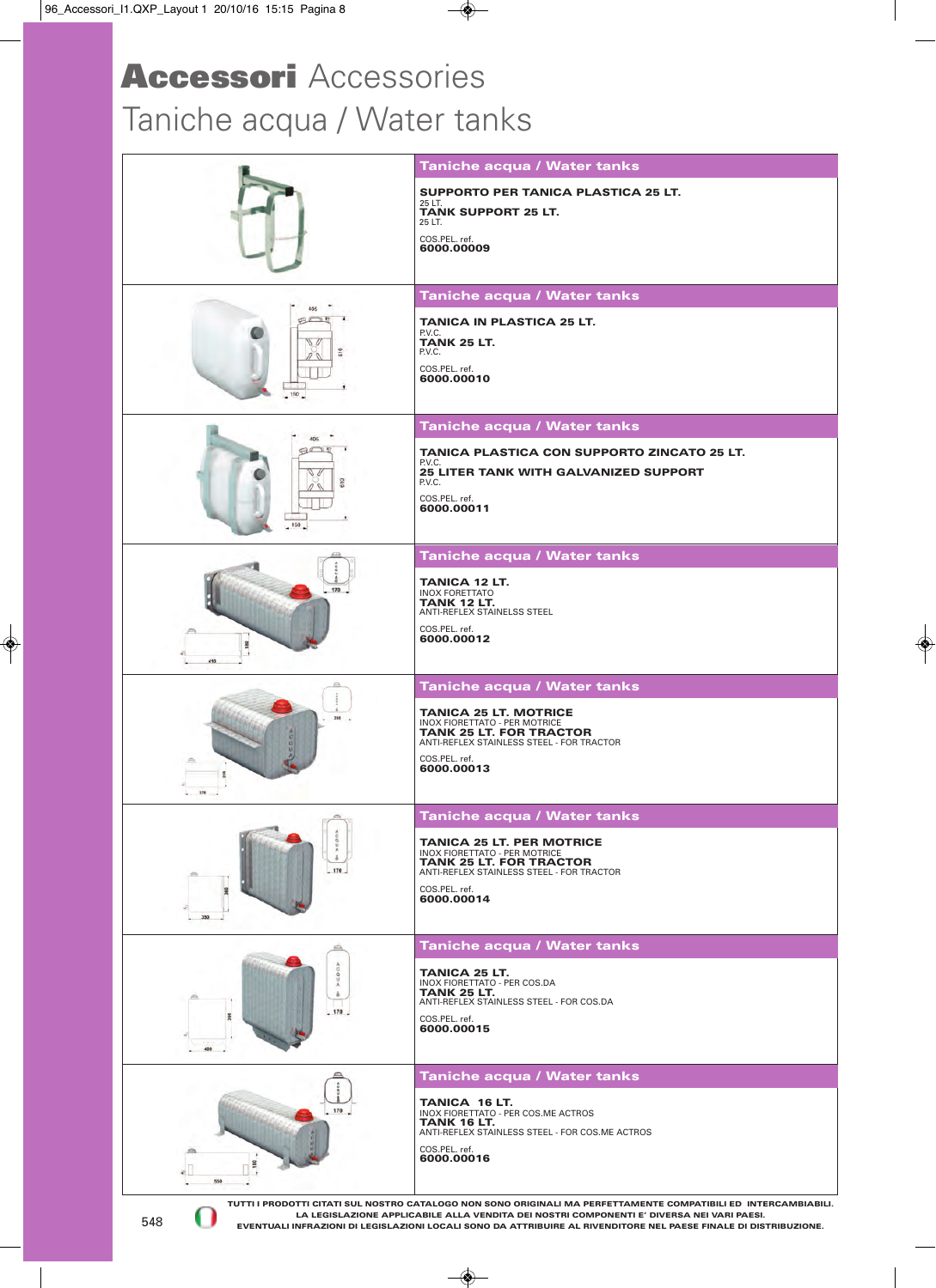# **Accessori** Accessories
## Taniche acqua / Water tanks

### Taniche acqua / Water tanks

**SUPPORTO PER TANICA PLASTICA 25 LT.**
25 LT.
**TANK SUPPORT 25 LT.**
25 LT.

COS.PEL. ref.
**6000.00009**

### Taniche acqua / Water tanks

**TANICA IN PLASTICA 25 LT.**
P.V.C.
**TANK 25 LT.**
P.V.C.

COS.PEL. ref.
**6000.00010**

### Taniche acqua / Water tanks

**TANICA PLASTICA CON SUPPORTO ZINCATO 25 LT.**
P.V.C.
**25 LITER TANK WITH GALVANIZED SUPPORT**
P.V.C.

COS.PEL. ref.
**6000.00011**

### Taniche acqua / Water tanks

**TANICA 12 LT.**
INOX FORETTATO
**TANK 12 LT.**
ANTI-REFLEX STAINELSS STEEL

COS.PEL. ref.
**6000.00012**

### Taniche acqua / Water tanks

**TANICA 25 LT. MOTRICE**
INOX FIORETTATO - PER MOTRICE
**TANK 25 LT. FOR TRACTOR**
ANTI-REFLEX STAINLESS STEEL - FOR TRACTOR

COS.PEL. ref.
**6000.00013**

### Taniche acqua / Water tanks

**TANICA 25 LT. PER MOTRICE**
INOX FIORETTATO - PER MOTRICE
**TANK 25 LT. FOR TRACTOR**
ANTI-REFLEX STAINLESS STEEL - FOR TRACTOR

COS.PEL. ref.
**6000.00014**

### Taniche acqua / Water tanks

**TANICA 25 LT.**
INOX FIORETTATO - PER COS.DA
**TANK 25 LT.**
ANTI-REFLEX STAINLESS STEEL - FOR COS.DA

COS.PEL. ref.
**6000.00015**

### Taniche acqua / Water tanks

**TANICA 16 LT.**
INOX FIORETTATO - PER COS.ME ACTROS
**TANK 16 LT.**
ANTI-REFLEX STAINLESS STEEL - FOR COS.ME ACTROS

COS.PEL. ref.
**6000.00016**

**TUTTI I PRODOTTI CITATI SUL NOSTRO CATALOGO NON SONO ORIGINALI MA PERFETTAMENTE COMPATIBILI ED INTERCAMBIABILI. LA LEGISLAZIONE APPLICABILE ALLA VENDITA DEI NOSTRI COMPONENTI E' DIVERSA NEI VARI PAESI. EVENTUALI INFRAZIONI DI LEGISLAZIONI LOCALI SONO DA ATTRIBUIRE AL RIVENDITORE NEL PAESE FINALE DI DISTRIBUZIONE.**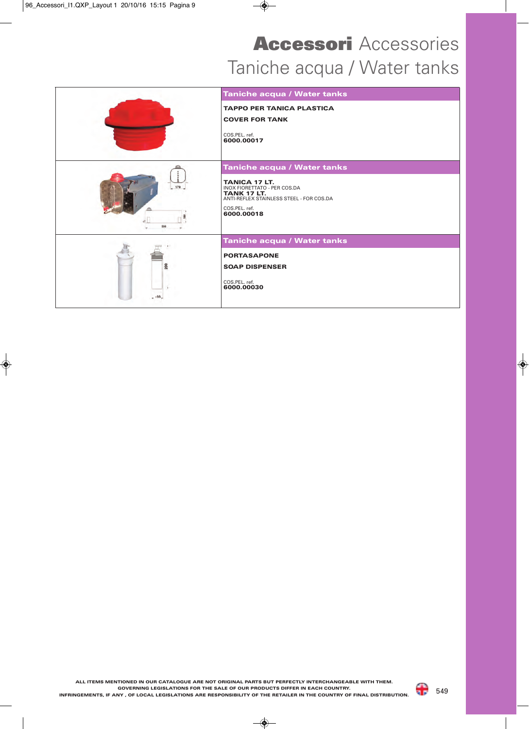# **Accessori** Accessories
## Taniche acqua / Water tanks

### Taniche acqua / Water tanks

**TAPPO PER TANICA PLASTICA**

**COVER FOR TANK**

COS.PEL. ref.
**6000.00017**

### Taniche acqua / Water tanks

**TANICA 17 LT.**
INOX FIORETTATO - PER COS.DA
**TANK 17 LT.**
ANTI-REFLEX STAINLESS STEEL - FOR COS.DA

COS.PEL. ref.
**6000.00018**

### Taniche acqua / Water tanks

**PORTASAPONE**

**SOAP DISPENSER**

COS.PEL. ref.
**6000.00030**

ALL ITEMS MENTIONED IN OUR CATALOGUE ARE NOT ORIGINAL PARTS BUT PERFECTLY INTERCHANGEABLE WITH THEM.
GOVERNING LEGISLATIONS FOR THE SALE OF OUR PRODUCTS DIFFER IN EACH COUNTRY.
INFRINGEMENTS, IF ANY , OF LOCAL LEGISLATIONS ARE RESPONSIBILITY OF THE RETAILER IN THE COUNTRY OF FINAL DISTRIBUTION.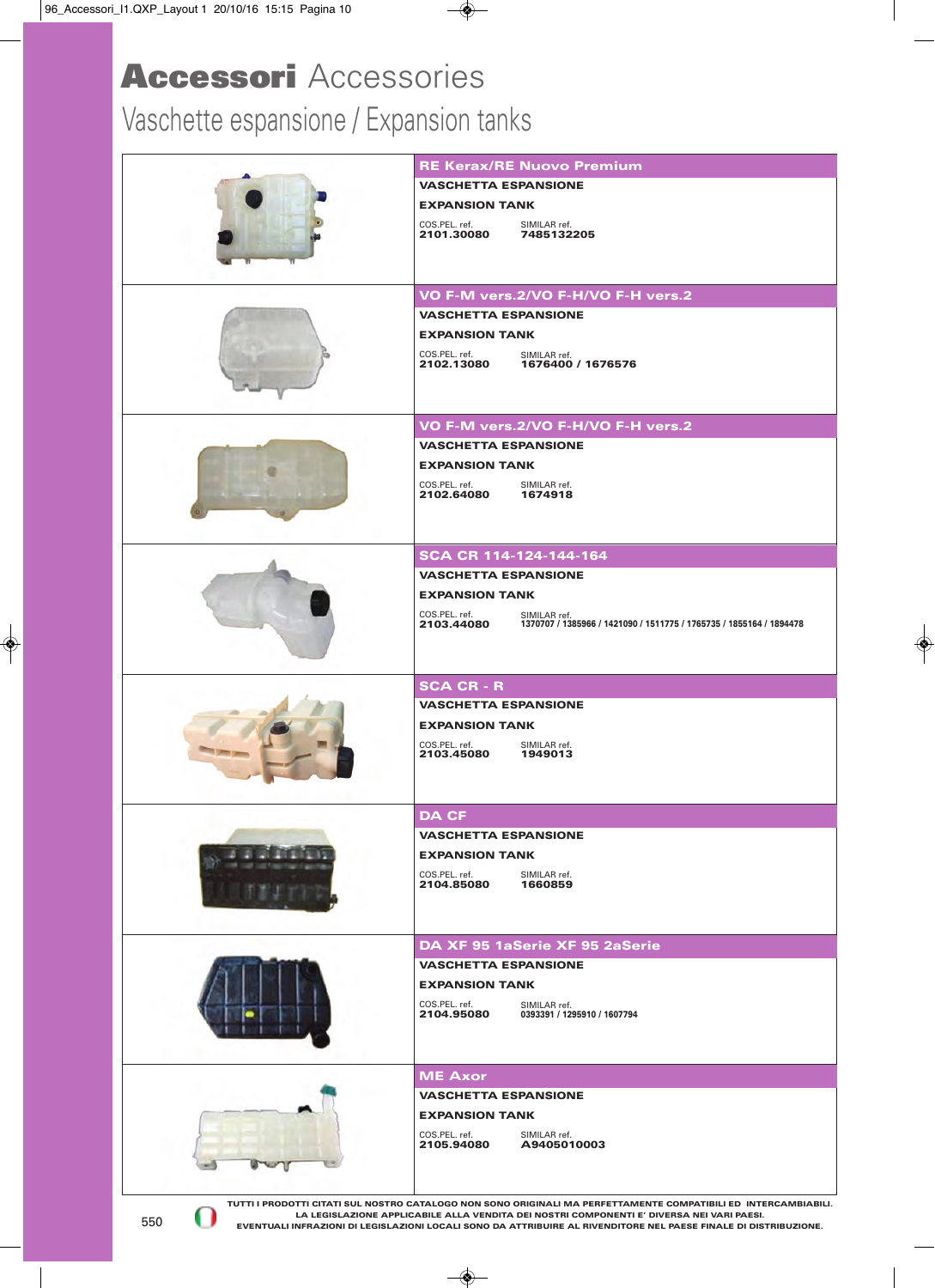# **Accessori** Accessories

## Vaschette espansione / Expansion tanks

### RE Kerax/RE Nuovo Premium

**VASCHETTA ESPANSIONE**

**EXPANSION TANK**

| COS.PEL. ref. | SIMILAR ref. |
|---|---|
| **2101.30080** | **7485132205** |

### VO F-M vers.2/VO F-H/VO F-H vers.2

**VASCHETTA ESPANSIONE**

**EXPANSION TANK**

| COS.PEL. ref. | SIMILAR ref. |
|---|---|
| **2102.13080** | **1676400 / 1676576** |

### VO F-M vers.2/VO F-H/VO F-H vers.2

**VASCHETTA ESPANSIONE**

**EXPANSION TANK**

| COS.PEL. ref. | SIMILAR ref. |
|---|---|
| **2102.64080** | **1674918** |

### SCA CR 114-124-144-164

**VASCHETTA ESPANSIONE**

**EXPANSION TANK**

| COS.PEL. ref. | SIMILAR ref. |
|---|---|
| **2103.44080** | **1370707 / 1385966 / 1421090 / 1511775 / 1765735 / 1855164 / 1894478** |

### SCA CR - R

**VASCHETTA ESPANSIONE**

**EXPANSION TANK**

| COS.PEL. ref. | SIMILAR ref. |
|---|---|
| **2103.45080** | **1949013** |

### DA CF

**VASCHETTA ESPANSIONE**

**EXPANSION TANK**

| COS.PEL. ref. | SIMILAR ref. |
|---|---|
| **2104.85080** | **1660859** |

### DA XF 95 1aSerie XF 95 2aSerie

**VASCHETTA ESPANSIONE**

**EXPANSION TANK**

| COS.PEL. ref. | SIMILAR ref. |
|---|---|
| **2104.95080** | **0393391 / 1295910 / 1607794** |

### ME Axor

**VASCHETTA ESPANSIONE**

**EXPANSION TANK**

| COS.PEL. ref. | SIMILAR ref. |
|---|---|
| **2105.94080** | **A9405010003** |

**TUTTI I PRODOTTI CITATI SUL NOSTRO CATALOGO NON SONO ORIGINALI MA PERFETTAMENTE COMPATIBILI ED INTERCAMBIABILI. LA LEGISLAZIONE APPLICABILE ALLA VENDITA DEI NOSTRI COMPONENTI E' DIVERSA NEI VARI PAESI. EVENTUALI INFRAZIONI DI LEGISLAZIONI LOCALI SONO DA ATTRIBUIRE AL RIVENDITORE NEL PAESE FINALE DI DISTRIBUZIONE.**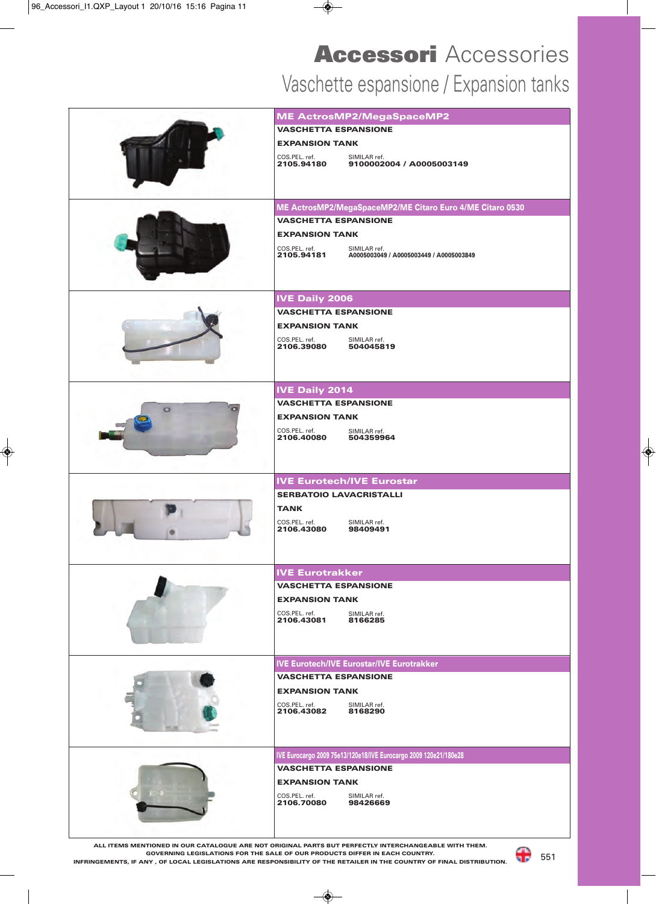# **Accessori** Accessories

## Vaschette espansione / Expansion tanks

### ME ActrosMP2/MegaSpaceMP2

**VASCHETTA ESPANSIONE**

**EXPANSION TANK**

| COS.PEL. ref. | SIMILAR ref. |
|---|---|
| **2105.94180** | **9100002004 / A0005003149** |

### ME ActrosMP2/MegaSpaceMP2/ME Citaro Euro 4/ME Citaro 0530

**VASCHETTA ESPANSIONE**

**EXPANSION TANK**

| COS.PEL. ref. | SIMILAR ref. |
|---|---|
| **2105.94181** | **A0005003049 / A0005003449 / A0005003849** |

### IVE Daily 2006

**VASCHETTA ESPANSIONE**

**EXPANSION TANK**

| COS.PEL. ref. | SIMILAR ref. |
|---|---|
| **2106.39080** | **504045819** |

### IVE Daily 2014

**VASCHETTA ESPANSIONE**

**EXPANSION TANK**

| COS.PEL. ref. | SIMILAR ref. |
|---|---|
| **2106.40080** | **504359964** |

### IVE Eurotech/IVE Eurostar

**SERBATOIO LAVACRISTALLI**

**TANK**

| COS.PEL. ref. | SIMILAR ref. |
|---|---|
| **2106.43080** | **98409491** |

### IVE Eurotrakker

**VASCHETTA ESPANSIONE**

**EXPANSION TANK**

| COS.PEL. ref. | SIMILAR ref. |
|---|---|
| **2106.43081** | **8166285** |

### IVE Eurotech/IVE Eurostar/IVE Eurotrakker

**VASCHETTA ESPANSIONE**

**EXPANSION TANK**

| COS.PEL. ref. | SIMILAR ref. |
|---|---|
| **2106.43082** | **8168290** |

### IVE Eurocargo 2009 75e13/120e18/IVE Eurocargo 2009 120e21/180e28

**VASCHETTA ESPANSIONE**

**EXPANSION TANK**

| COS.PEL. ref. | SIMILAR ref. |
|---|---|
| **2106.70080** | **98426669** |

ALL ITEMS MENTIONED IN OUR CATALOGUE ARE NOT ORIGINAL PARTS BUT PERFECTLY INTERCHANGEABLE WITH THEM.
GOVERNING LEGISLATIONS FOR THE SALE OF OUR PRODUCTS DIFFER IN EACH COUNTRY.
INFRINGEMENTS, IF ANY , OF LOCAL LEGISLATIONS ARE RESPONSIBILITY OF THE RETAILER IN THE COUNTRY OF FINAL DISTRIBUTION.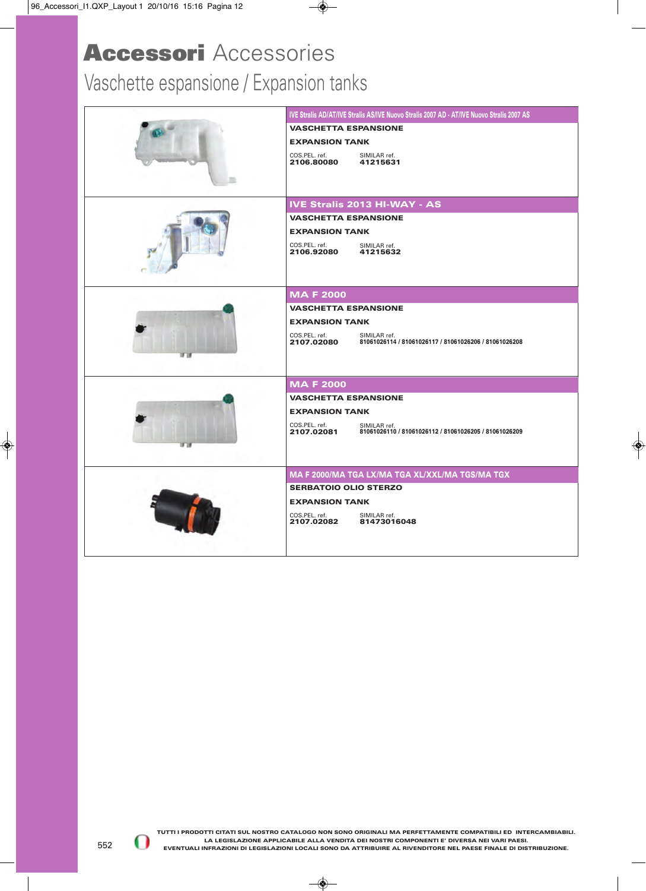# **Accessori** Accessories

## Vaschette espansione / Expansion tanks

**IVE Stralis AD/AT/IVE Stralis AS/IVE Nuovo Stralis 2007 AD - AT/IVE Nuovo Stralis 2007 AS**

**VASCHETTA ESPANSIONE**

**EXPANSION TANK**

| COS.PEL. ref. | SIMILAR ref. |
|---|---|
| **2106.80080** | **41215631** |

**IVE Stralis 2013 HI-WAY - AS**

**VASCHETTA ESPANSIONE**

**EXPANSION TANK**

| COS.PEL. ref. | SIMILAR ref. |
|---|---|
| **2106.92080** | **41215632** |

**MA F 2000**

**VASCHETTA ESPANSIONE**

**EXPANSION TANK**

| COS.PEL. ref. | SIMILAR ref. |
|---|---|
| **2107.02080** | **81061026114 / 81061026117 / 81061026206 / 81061026208** |

**MA F 2000**

**VASCHETTA ESPANSIONE**

**EXPANSION TANK**

| COS.PEL. ref. | SIMILAR ref. |
|---|---|
| **2107.02081** | **81061026110 / 81061026112 / 81061026205 / 81061026209** |

**MA F 2000/MA TGA LX/MA TGA XL/XXL/MA TGS/MA TGX**

**SERBATOIO OLIO STERZO**

**EXPANSION TANK**

| COS.PEL. ref. | SIMILAR ref. |
|---|---|
| **2107.02082** | **81473016048** |

**TUTTI I PRODOTTI CITATI SUL NOSTRO CATALOGO NON SONO ORIGINALI MA PERFETTAMENTE COMPATIBILI ED INTERCAMBIABILI. LA LEGISLAZIONE APPLICABILE ALLA VENDITA DEI NOSTRI COMPONENTI E' DIVERSA NEI VARI PAESI. EVENTUALI INFRAZIONI DI LEGISLAZIONI LOCALI SONO DA ATTRIBUIRE AL RIVENDITORE NEL PAESE FINALE DI DISTRIBUZIONE.**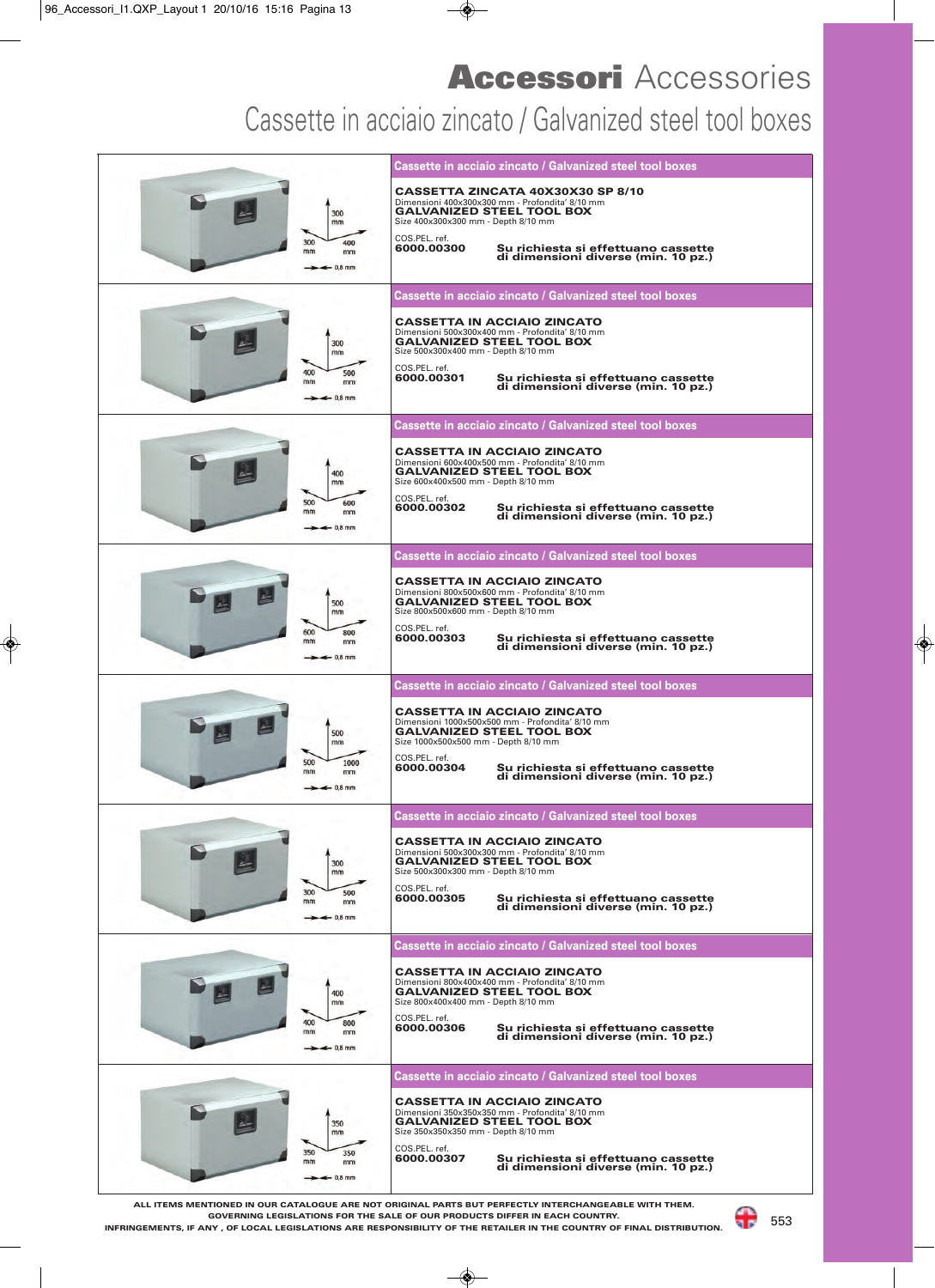# **Accessori** Accessories

## Cassette in acciaio zincato / Galvanized steel tool boxes

### Cassette in acciaio zincato / Galvanized steel tool boxes

300 mm, 300 mm, 400 mm, 0,8 mm

**CASSETTA ZINCATA 40X30X30 SP 8/10**
Dimensioni 400x300x300 mm - Profondita' 8/10 mm
**GALVANIZED STEEL TOOL BOX**
Size 400x300x300 mm - Depth 8/10 mm

COS.PEL. ref.
**6000.00300**

**Su richiesta si effettuano cassette di dimensioni diverse (min. 10 pz.)**

### Cassette in acciaio zincato / Galvanized steel tool boxes

300 mm, 400 mm, 500 mm, 0,8 mm

**CASSETTA IN ACCIAIO ZINCATO**
Dimensioni 500x300x400 mm - Profondita' 8/10 mm
**GALVANIZED STEEL TOOL BOX**
Size 500x300x400 mm - Depth 8/10 mm

COS.PEL. ref.
**6000.00301**

**Su richiesta si effettuano cassette di dimensioni diverse (min. 10 pz.)**

### Cassette in acciaio zincato / Galvanized steel tool boxes

400 mm, 500 mm, 600 mm, 0,8 mm

**CASSETTA IN ACCIAIO ZINCATO**
Dimensioni 600x400x500 mm - Profondita' 8/10 mm
**GALVANIZED STEEL TOOL BOX**
Size 600x400x500 mm - Depth 8/10 mm

COS.PEL. ref.
**6000.00302**

**Su richiesta si effettuano cassette di dimensioni diverse (min. 10 pz.)**

### Cassette in acciaio zincato / Galvanized steel tool boxes

500 mm, 600 mm, 800 mm, 0,8 mm

**CASSETTA IN ACCIAIO ZINCATO**
Dimensioni 800x500x600 mm - Profondita' 8/10 mm
**GALVANIZED STEEL TOOL BOX**
Size 800x500x600 mm - Depth 8/10 mm

COS.PEL. ref.
**6000.00303**

**Su richiesta si effettuano cassette di dimensioni diverse (min. 10 pz.)**

### Cassette in acciaio zincato / Galvanized steel tool boxes

500 mm, 500 mm, 1000 mm, 0,8 mm

**CASSETTA IN ACCIAIO ZINCATO**
Dimensioni 1000x500x500 mm - Profondita' 8/10 mm
**GALVANIZED STEEL TOOL BOX**
Size 1000x500x500 mm - Depth 8/10 mm

COS.PEL. ref.
**6000.00304**

**Su richiesta si effettuano cassette di dimensioni diverse (min. 10 pz.)**

### Cassette in acciaio zincato / Galvanized steel tool boxes

300 mm, 300 mm, 500 mm, 0,8 mm

**CASSETTA IN ACCIAIO ZINCATO**
Dimensioni 500x300x300 mm - Profondita' 8/10 mm
**GALVANIZED STEEL TOOL BOX**
Size 500x300x300 mm - Depth 8/10 mm

COS.PEL. ref.
**6000.00305**

**Su richiesta si effettuano cassette di dimensioni diverse (min. 10 pz.)**

### Cassette in acciaio zincato / Galvanized steel tool boxes

400 mm, 400 mm, 800 mm, 0,8 mm

**CASSETTA IN ACCIAIO ZINCATO**
Dimensioni 800x400x400 mm - Profondita' 8/10 mm
**GALVANIZED STEEL TOOL BOX**
Size 800x400x400 mm - Depth 8/10 mm

COS.PEL. ref.
**6000.00306**

**Su richiesta si effettuano cassette di dimensioni diverse (min. 10 pz.)**

### Cassette in acciaio zincato / Galvanized steel tool boxes

350 mm, 350 mm, 350 mm, 0,8 mm

**CASSETTA IN ACCIAIO ZINCATO**
Dimensioni 350x350x350 mm - Profondita' 8/10 mm
**GALVANIZED STEEL TOOL BOX**
Size 350x350x350 mm - Depth 8/10 mm

COS.PEL. ref.
**6000.00307**

**Su richiesta si effettuano cassette di dimensioni diverse (min. 10 pz.)**

**ALL ITEMS MENTIONED IN OUR CATALOGUE ARE NOT ORIGINAL PARTS BUT PERFECTLY INTERCHANGEABLE WITH THEM. GOVERNING LEGISLATIONS FOR THE SALE OF OUR PRODUCTS DIFFER IN EACH COUNTRY. INFRINGEMENTS, IF ANY , OF LOCAL LEGISLATIONS ARE RESPONSIBILITY OF THE RETAILER IN THE COUNTRY OF FINAL DISTRIBUTION.**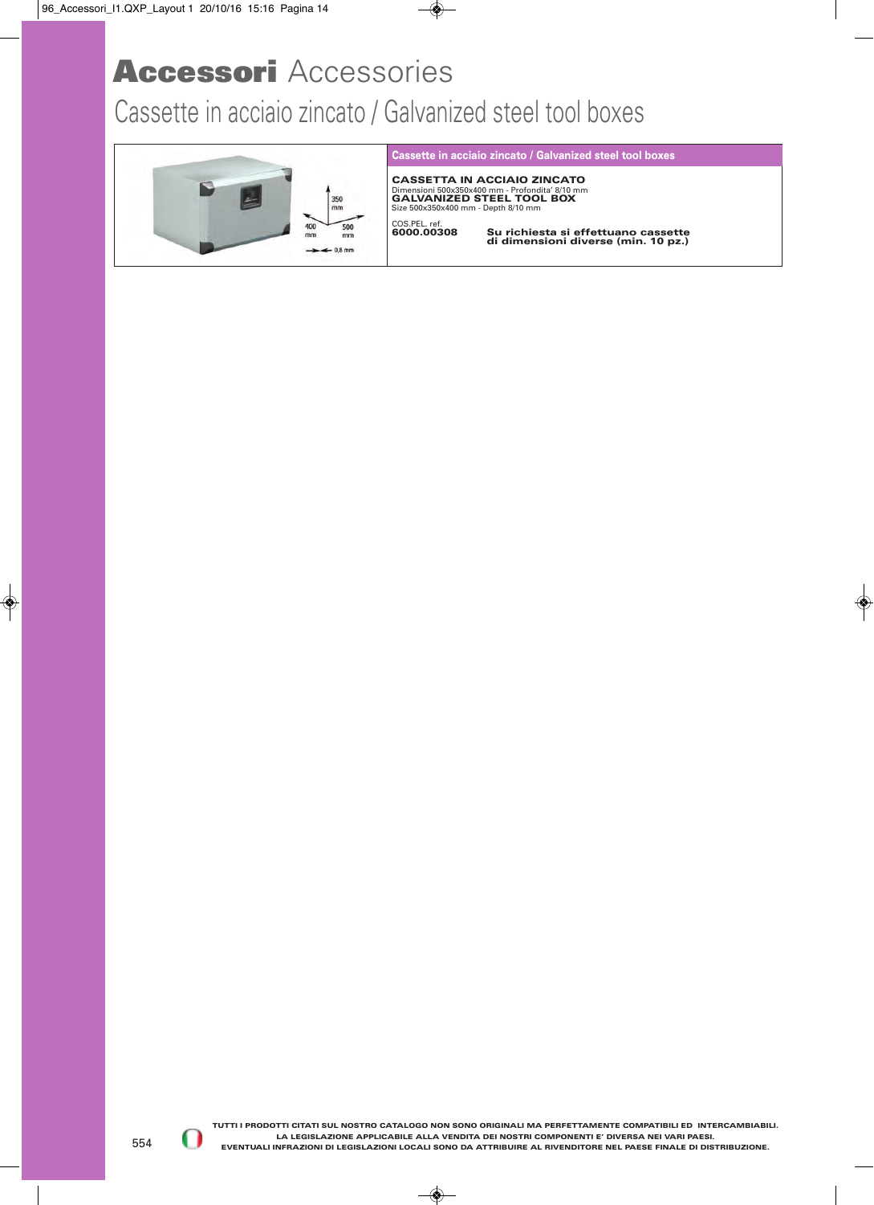# **Accessori** Accessories

## Cassette in acciaio zincato / Galvanized steel tool boxes

**Cassette in acciaio zincato / Galvanized steel tool boxes**

**CASSETTA IN ACCIAIO ZINCATO**
Dimensioni 500x350x400 mm - Profondita' 8/10 mm
**GALVANIZED STEEL TOOL BOX**
Size 500x350x400 mm - Depth 8/10 mm

| COS.PEL. ref. | |
|---|---|
| **6000.00308** | **Su richiesta si effettuano cassette di dimensioni diverse (min. 10 pz.)** |

TUTTI I PRODOTTI CITATI SUL NOSTRO CATALOGO NON SONO ORIGINALI MA PERFETTAMENTE COMPATIBILI ED INTERCAMBIABILI.
LA LEGISLAZIONE APPLICABILE ALLA VENDITA DEI NOSTRI COMPONENTI E' DIVERSA NEI VARI PAESI.
EVENTUALI INFRAZIONI DI LEGISLAZIONI LOCALI SONO DA ATTRIBUIRE AL RIVENDITORE NEL PAESE FINALE DI DISTRIBUZIONE.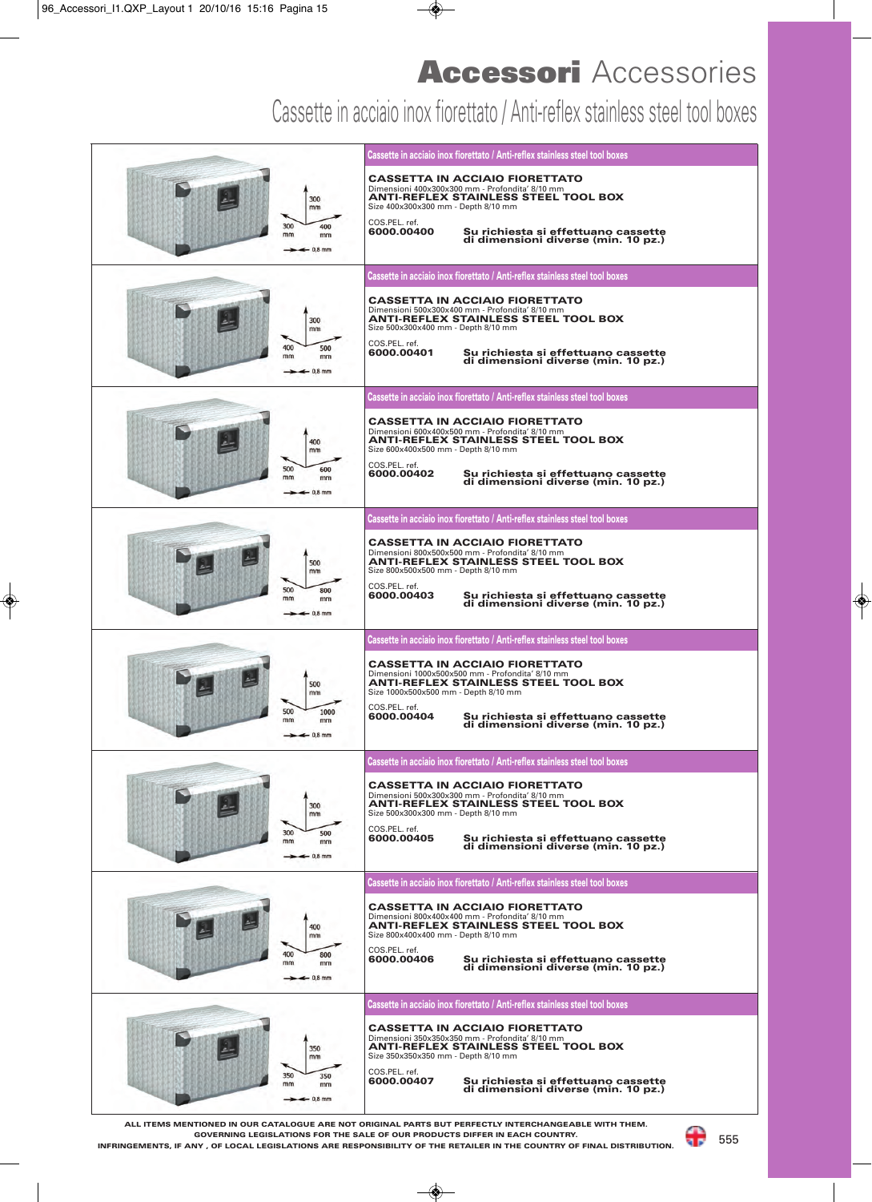# Accessori Accessories

## Cassette in acciaio inox fiorettato / Anti-reflex stainless steel tool boxes

### Cassette in acciaio inox fiorettato / Anti-reflex stainless steel tool boxes

**CASSETTA IN ACCIAIO FIORETTATO**
Dimensioni 400x300x300 mm - Profondita' 8/10 mm
**ANTI-REFLEX STAINLESS STEEL TOOL BOX**
Size 400x300x300 mm - Depth 8/10 mm

COS.PEL. ref.
**6000.00400** **Su richiesta si effettuano cassette di dimensioni diverse (min. 10 pz.)**

### Cassette in acciaio inox fiorettato / Anti-reflex stainless steel tool boxes

**CASSETTA IN ACCIAIO FIORETTATO**
Dimensioni 500x300x400 mm - Profondita' 8/10 mm
**ANTI-REFLEX STAINLESS STEEL TOOL BOX**
Size 500x300x400 mm - Depth 8/10 mm

COS.PEL. ref.
**6000.00401** **Su richiesta si effettuano cassette di dimensioni diverse (min. 10 pz.)**

### Cassette in acciaio inox fiorettato / Anti-reflex stainless steel tool boxes

**CASSETTA IN ACCIAIO FIORETTATO**
Dimensioni 600x400x500 mm - Profondita' 8/10 mm
**ANTI-REFLEX STAINLESS STEEL TOOL BOX**
Size 600x400x500 mm - Depth 8/10 mm

COS.PEL. ref.
**6000.00402** **Su richiesta si effettuano cassette di dimensioni diverse (min. 10 pz.)**

### Cassette in acciaio inox fiorettato / Anti-reflex stainless steel tool boxes

**CASSETTA IN ACCIAIO FIORETTATO**
Dimensioni 800x500x500 mm - Profondita' 8/10 mm
**ANTI-REFLEX STAINLESS STEEL TOOL BOX**
Size 800x500x500 mm - Depth 8/10 mm

COS.PEL. ref.
**6000.00403** **Su richiesta si effettuano cassette di dimensioni diverse (min. 10 pz.)**

### Cassette in acciaio inox fiorettato / Anti-reflex stainless steel tool boxes

**CASSETTA IN ACCIAIO FIORETTATO**
Dimensioni 1000x500x500 mm - Profondita' 8/10 mm
**ANTI-REFLEX STAINLESS STEEL TOOL BOX**
Size 1000x500x500 mm - Depth 8/10 mm

COS.PEL. ref.
**6000.00404** **Su richiesta si effettuano cassette di dimensioni diverse (min. 10 pz.)**

### Cassette in acciaio inox fiorettato / Anti-reflex stainless steel tool boxes

**CASSETTA IN ACCIAIO FIORETTATO**
Dimensioni 500x300x300 mm - Profondita' 8/10 mm
**ANTI-REFLEX STAINLESS STEEL TOOL BOX**
Size 500x300x300 mm - Depth 8/10 mm

COS.PEL. ref.
**6000.00405** **Su richiesta si effettuano cassette di dimensioni diverse (min. 10 pz.)**

### Cassette in acciaio inox fiorettato / Anti-reflex stainless steel tool boxes

**CASSETTA IN ACCIAIO FIORETTATO**
Dimensioni 800x400x400 mm - Profondita' 8/10 mm
**ANTI-REFLEX STAINLESS STEEL TOOL BOX**
Size 800x400x400 mm - Depth 8/10 mm

COS.PEL. ref.
**6000.00406** **Su richiesta si effettuano cassette di dimensioni diverse (min. 10 pz.)**

### Cassette in acciaio inox fiorettato / Anti-reflex stainless steel tool boxes

**CASSETTA IN ACCIAIO FIORETTATO**
Dimensioni 350x350x350 mm - Profondita' 8/10 mm
**ANTI-REFLEX STAINLESS STEEL TOOL BOX**
Size 350x350x350 mm - Depth 8/10 mm

COS.PEL. ref.
**6000.00407** **Su richiesta si effettuano cassette di dimensioni diverse (min. 10 pz.)**

ALL ITEMS MENTIONED IN OUR CATALOGUE ARE NOT ORIGINAL PARTS BUT PERFECTLY INTERCHANGEABLE WITH THEM. GOVERNING LEGISLATIONS FOR THE SALE OF OUR PRODUCTS DIFFER IN EACH COUNTRY. INFRINGEMENTS, IF ANY , OF LOCAL LEGISLATIONS ARE RESPONSIBILITY OF THE RETAILER IN THE COUNTRY OF FINAL DISTRIBUTION.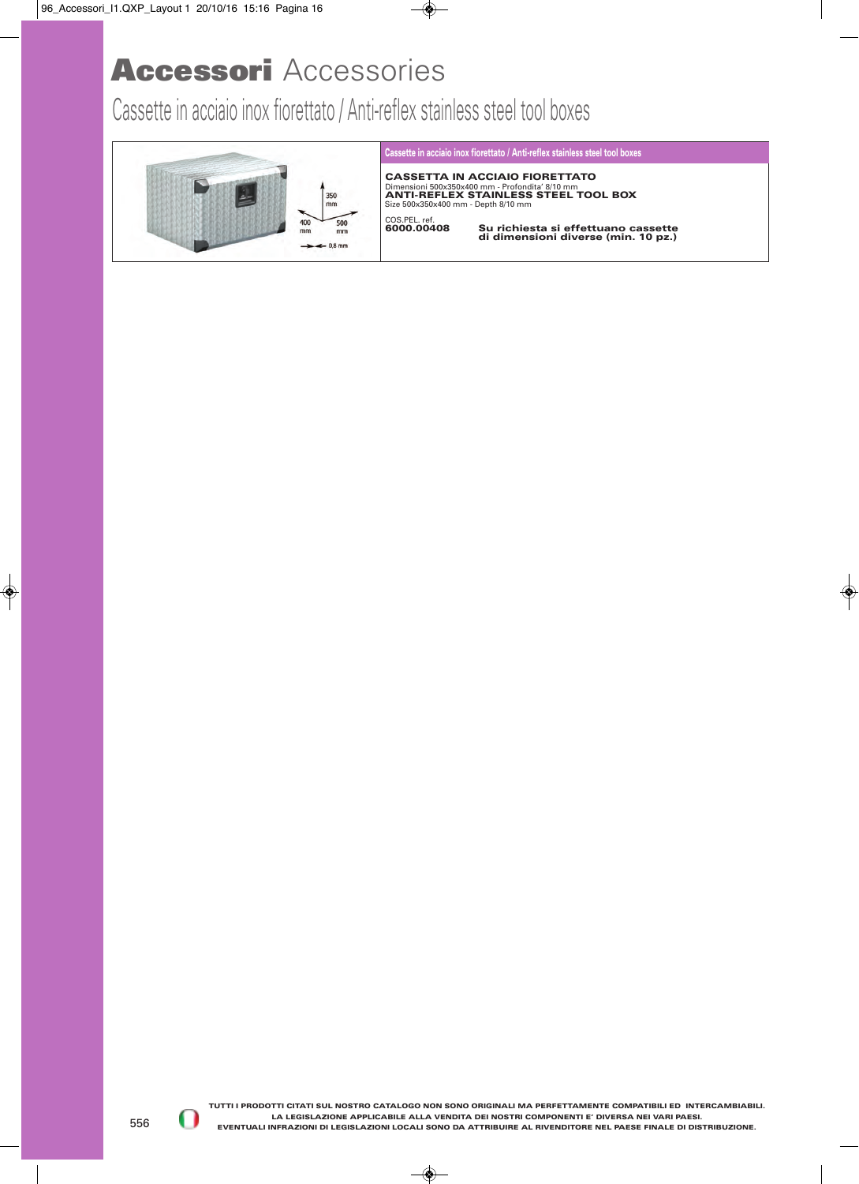# **Accessori** Accessories

## Cassette in acciaio inox fiorettato / Anti-reflex stainless steel tool boxes

**Cassette in acciaio inox fiorettato / Anti-reflex stainless steel tool boxes**

**CASSETTA IN ACCIAIO FIORETTATO**
Dimensioni 500x350x400 mm - Profondita' 8/10 mm
**ANTI-REFLEX STAINLESS STEEL TOOL BOX**
Size 500x350x400 mm - Depth 8/10 mm

COS.PEL. ref.
**6000.00408**

**Su richiesta si effettuano cassette di dimensioni diverse (min. 10 pz.)**

TUTTI I PRODOTTI CITATI SUL NOSTRO CATALOGO NON SONO ORIGINALI MA PERFETTAMENTE COMPATIBILI ED INTERCAMBIABILI.
LA LEGISLAZIONE APPLICABILE ALLA VENDITA DEI NOSTRI COMPONENTI E' DIVERSA NEI VARI PAESI.
EVENTUALI INFRAZIONI DI LEGISLAZIONI LOCALI SONO DA ATTRIBUIRE AL RIVENDITORE NEL PAESE FINALE DI DISTRIBUZIONE.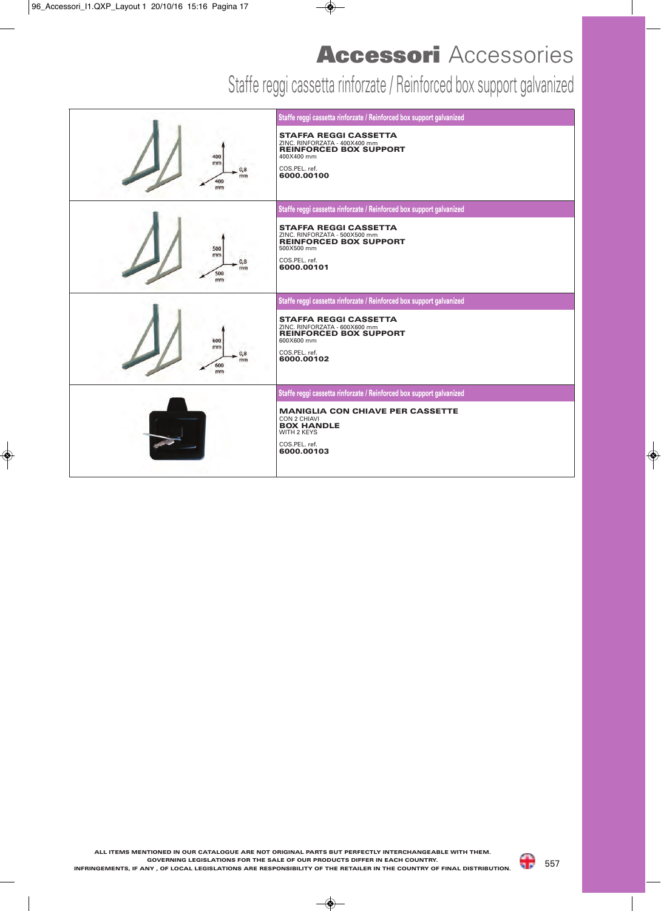# **Accessori** Accessories

## Staffe reggi cassetta rinforzate / Reinforced box support galvanized

| | |
|---|---|
| 400 mm<br>0,8 mm<br>400 mm | **Staffe reggi cassetta rinforzate / Reinforced box support galvanized**<br><br>**STAFFA REGGI CASSETTA**<br>ZINC. RINFORZATA - 400X400 mm<br>**REINFORCED BOX SUPPORT**<br>400X400 mm<br><br>COS.PEL. ref.<br>**6000.00100** |
| 500 mm<br>0,8 mm<br>500 mm | **Staffe reggi cassetta rinforzate / Reinforced box support galvanized**<br><br>**STAFFA REGGI CASSETTA**<br>ZINC. RINFORZATA - 500X500 mm<br>**REINFORCED BOX SUPPORT**<br>500X500 mm<br><br>COS.PEL. ref.<br>**6000.00101** |
| 600 mm<br>0,8 mm<br>600 mm | **Staffe reggi cassetta rinforzate / Reinforced box support galvanized**<br><br>**STAFFA REGGI CASSETTA**<br>ZINC. RINFORZATA - 600X600 mm<br>**REINFORCED BOX SUPPORT**<br>600X600 mm<br><br>COS.PEL. ref.<br>**6000.00102** |
| | **Staffe reggi cassetta rinforzate / Reinforced box support galvanized**<br><br>**MANIGLIA CON CHIAVE PER CASSETTE**<br>CON 2 CHIAVI<br>**BOX HANDLE**<br>WITH 2 KEYS<br><br>COS.PEL. ref.<br>**6000.00103** |

**ALL ITEMS MENTIONED IN OUR CATALOGUE ARE NOT ORIGINAL PARTS BUT PERFECTLY INTERCHANGEABLE WITH THEM.**
**GOVERNING LEGISLATIONS FOR THE SALE OF OUR PRODUCTS DIFFER IN EACH COUNTRY.**
**INFRINGEMENTS, IF ANY , OF LOCAL LEGISLATIONS ARE RESPONSIBILITY OF THE RETAILER IN THE COUNTRY OF FINAL DISTRIBUTION.**